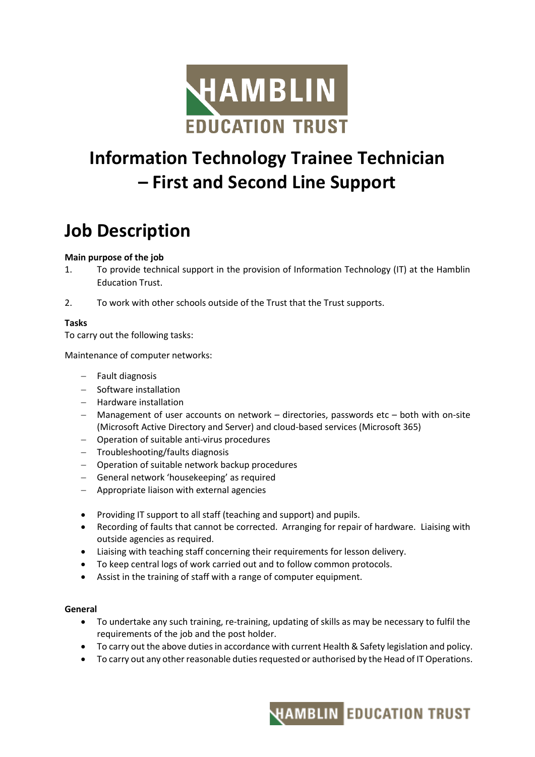# Information Technology Trainee Technician – First and Second Line Support

## Job Description

**Main purpose of the job**

1. To provide technical support in the provision of Information Technology (IT) at the Hamblin Education Trust.

2. To work with other schools outside of the Trust that the Trust supports.

**Tasks**

To carry out the following tasks:

Maintenance of computer networks:

- Fault diagnosis
- Software installation
- Hardware installation
- Management of user accounts on network – directories, passwords etc – both with on-site (Microsoft Active Directory and Server) and cloud-based services (Microsoft 365)
- Operation of suitable anti-virus procedures
- Troubleshooting/faults diagnosis
- Operation of suitable network backup procedures
- General network 'housekeeping' as required
- Appropriate liaison with external agencies

- Providing IT support to all staff (teaching and support) and pupils.
- Recording of faults that cannot be corrected. Arranging for repair of hardware. Liaising with outside agencies as required.
- Liaising with teaching staff concerning their requirements for lesson delivery.
- To keep central logs of work carried out and to follow common protocols.
- Assist in the training of staff with a range of computer equipment.

**General**

- To undertake any such training, re-training, updating of skills as may be necessary to fulfil the requirements of the job and the post holder.
- To carry out the above duties in accordance with current Health & Safety legislation and policy.
- To carry out any other reasonable duties requested or authorised by the Head of IT Operations.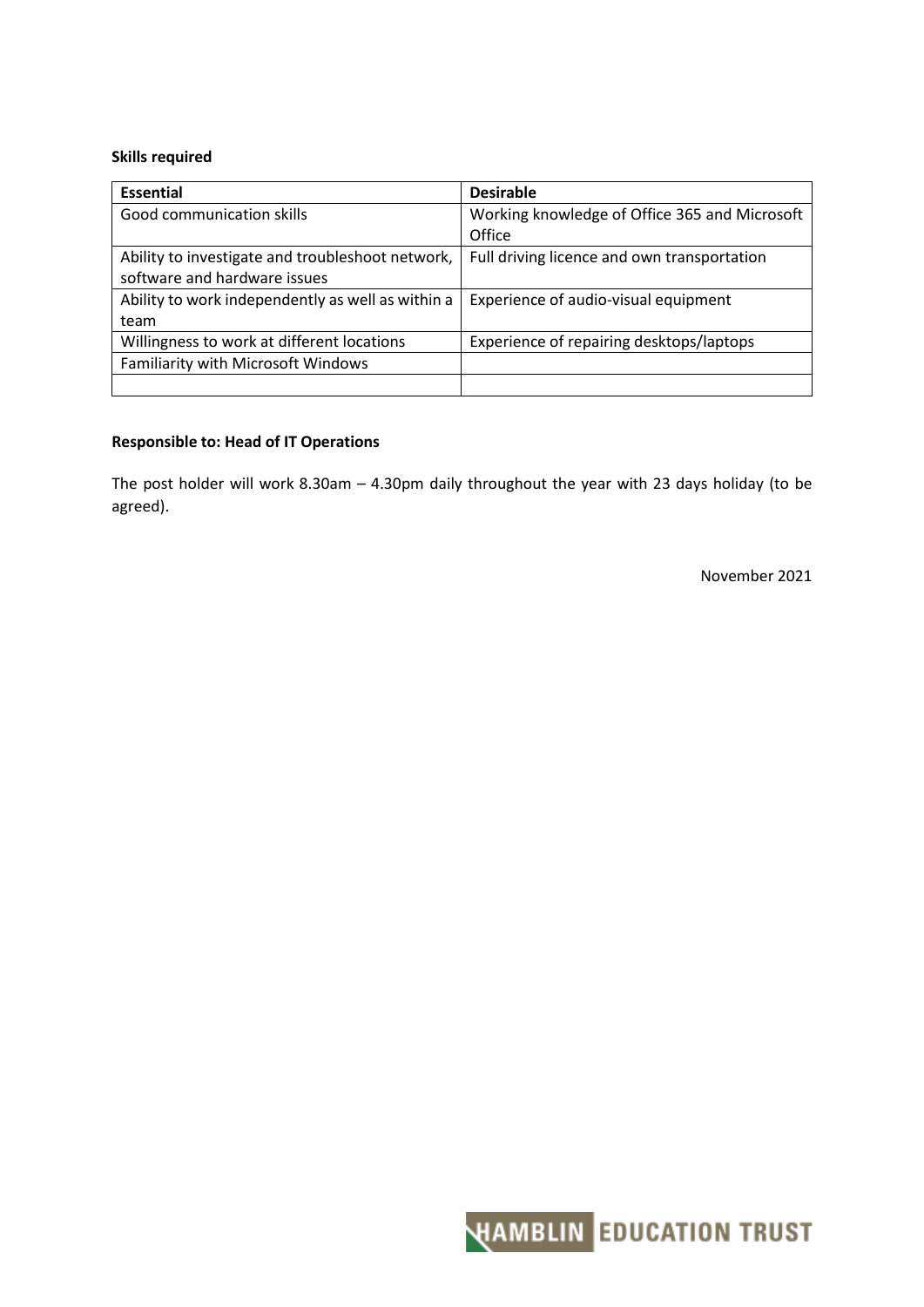**Skills required**

| Essential | Desirable |
|---|---|
| Good communication skills | Working knowledge of Office 365 and Microsoft Office |
| Ability to investigate and troubleshoot network, software and hardware issues | Full driving licence and own transportation |
| Ability to work independently as well as within a team | Experience of audio-visual equipment |
| Willingness to work at different locations | Experience of repairing desktops/laptops |
| Familiarity with Microsoft Windows | |
| | |

**Responsible to: Head of IT Operations**

The post holder will work 8.30am – 4.30pm daily throughout the year with 23 days holiday (to be agreed).

November 2021

HAMBLIN EDUCATION TRUST